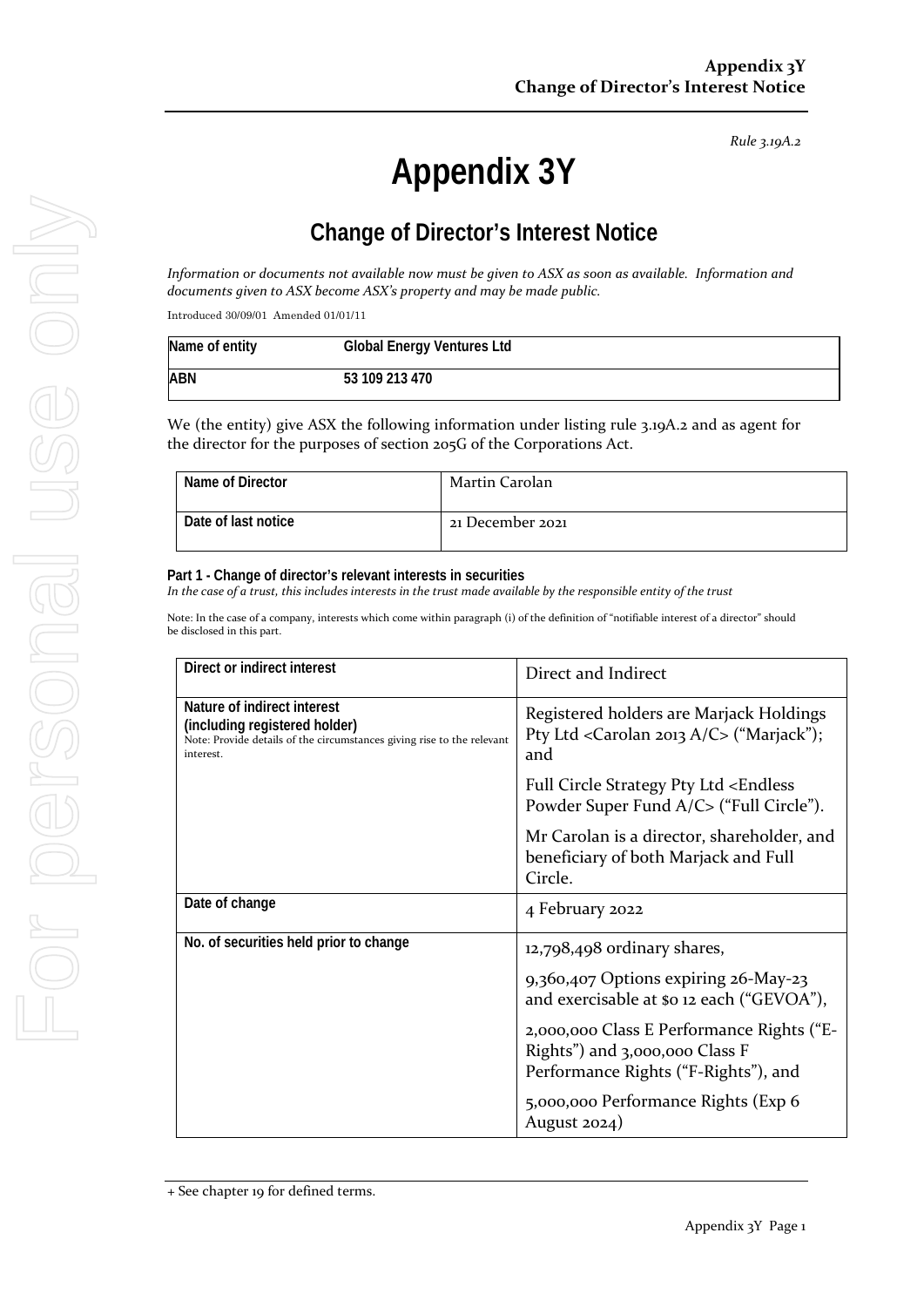*Rule 3.19A.2*

# Appendix 3Y

## Change of Director's Interest Notice

*Information or documents not available now must be given to ASX as soon as available. Information and documents given to ASX become ASX's property and may be made public.*

Introduced 30/09/01 Amended 01/01/11

| Name of entity | Global Energy Ventures Ltd |
|---|---|
| ABN | 53 109 213 470 |

We (the entity) give ASX the following information under listing rule 3.19A.2 and as agent for the director for the purposes of section 205G of the Corporations Act.

| Name of Director | Martin Carolan |
|---|---|
| Date of last notice | 21 December 2021 |

**Part 1 - Change of director's relevant interests in securities**

*In the case of a trust, this includes interests in the trust made available by the responsible entity of the trust*

Note: In the case of a company, interests which come within paragraph (i) of the definition of "notifiable interest of a director" should be disclosed in this part.

| Direct or indirect interest | Direct and Indirect |
|---|---|
| **Nature of indirect interest (including registered holder)**<br>Note: Provide details of the circumstances giving rise to the relevant interest. | Registered holders are Marjack Holdings Pty Ltd <Carolan 2013 A/C> ("Marjack"); and<br><br>Full Circle Strategy Pty Ltd <Endless Powder Super Fund A/C> ("Full Circle").<br><br>Mr Carolan is a director, shareholder, and beneficiary of both Marjack and Full Circle. |
| **Date of change** | 4 February 2022 |
| **No. of securities held prior to change** | 12,798,498 ordinary shares,<br><br>9,360,407 Options expiring 26-May-23 and exercisable at $0 12 each ("GEVOA"),<br><br>2,000,000 Class E Performance Rights ("E-Rights") and 3,000,000 Class F Performance Rights ("F-Rights"), and<br><br>5,000,000 Performance Rights (Exp 6 August 2024) |

+ See chapter 19 for defined terms.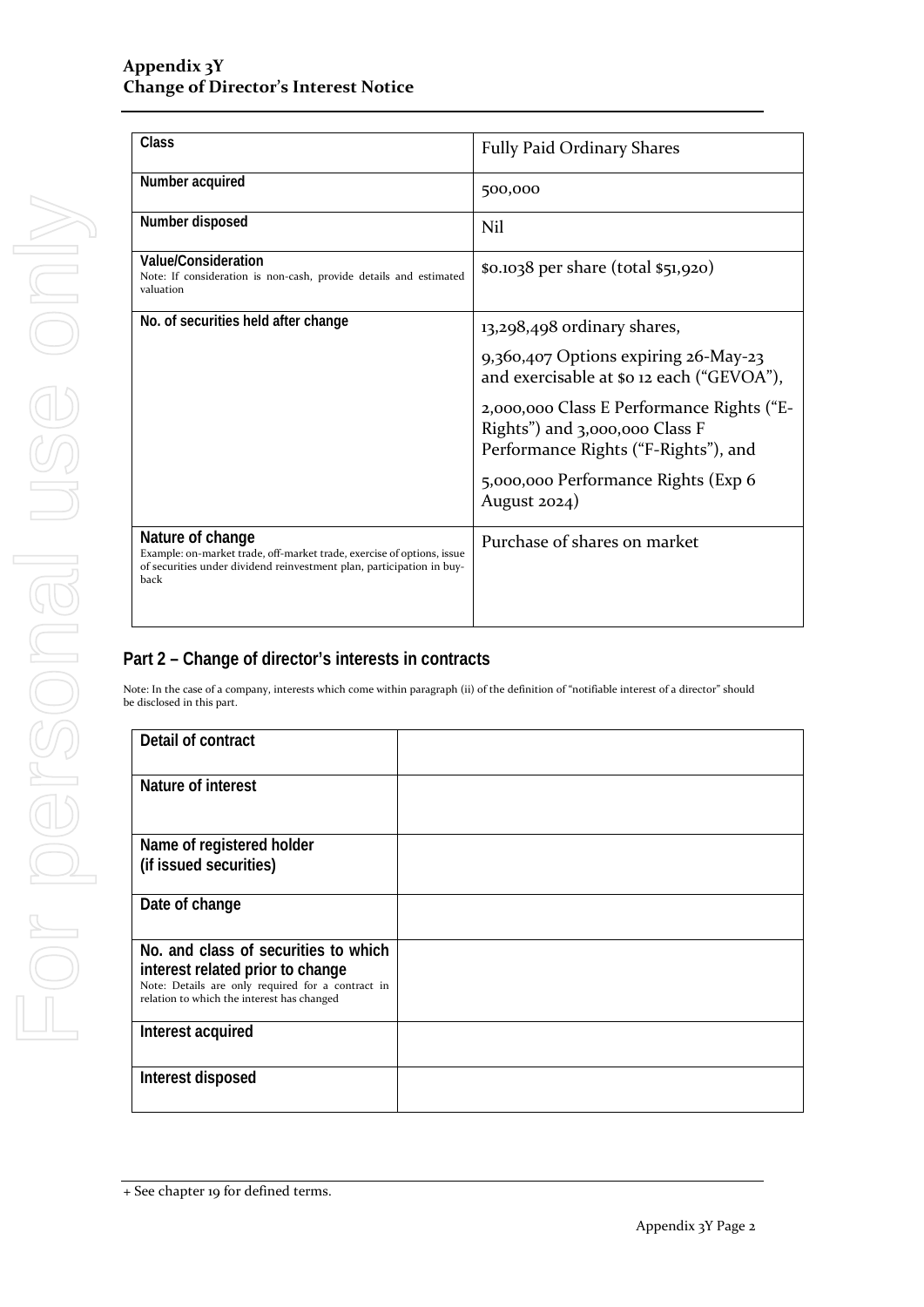| Class | Fully Paid Ordinary Shares |
|---|---|
| Number acquired | 500,000 |
| Number disposed | Nil |
| Value/Consideration<br>Note: If consideration is non-cash, provide details and estimated valuation | $0.1038 per share (total $51,920) |
| No. of securities held after change | 13,298,498 ordinary shares,<br>9,360,407 Options expiring 26-May-23 and exercisable at $0 12 each ("GEVOA"),<br>2,000,000 Class E Performance Rights ("E-Rights") and 3,000,000 Class F Performance Rights ("F-Rights"), and<br>5,000,000 Performance Rights (Exp 6 August 2024) |
| Nature of change<br>Example: on-market trade, off-market trade, exercise of options, issue of securities under dividend reinvestment plan, participation in buy-back | Purchase of shares on market |

## Part 2 – Change of director's interests in contracts

Note: In the case of a company, interests which come within paragraph (ii) of the definition of "notifiable interest of a director" should be disclosed in this part.

| Detail of contract | |
|---|---|
| Nature of interest | |
| Name of registered holder<br>(if issued securities) | |
| Date of change | |
| No. and class of securities to which interest related prior to change<br>Note: Details are only required for a contract in relation to which the interest has changed | |
| Interest acquired | |
| Interest disposed | |

+ See chapter 19 for defined terms.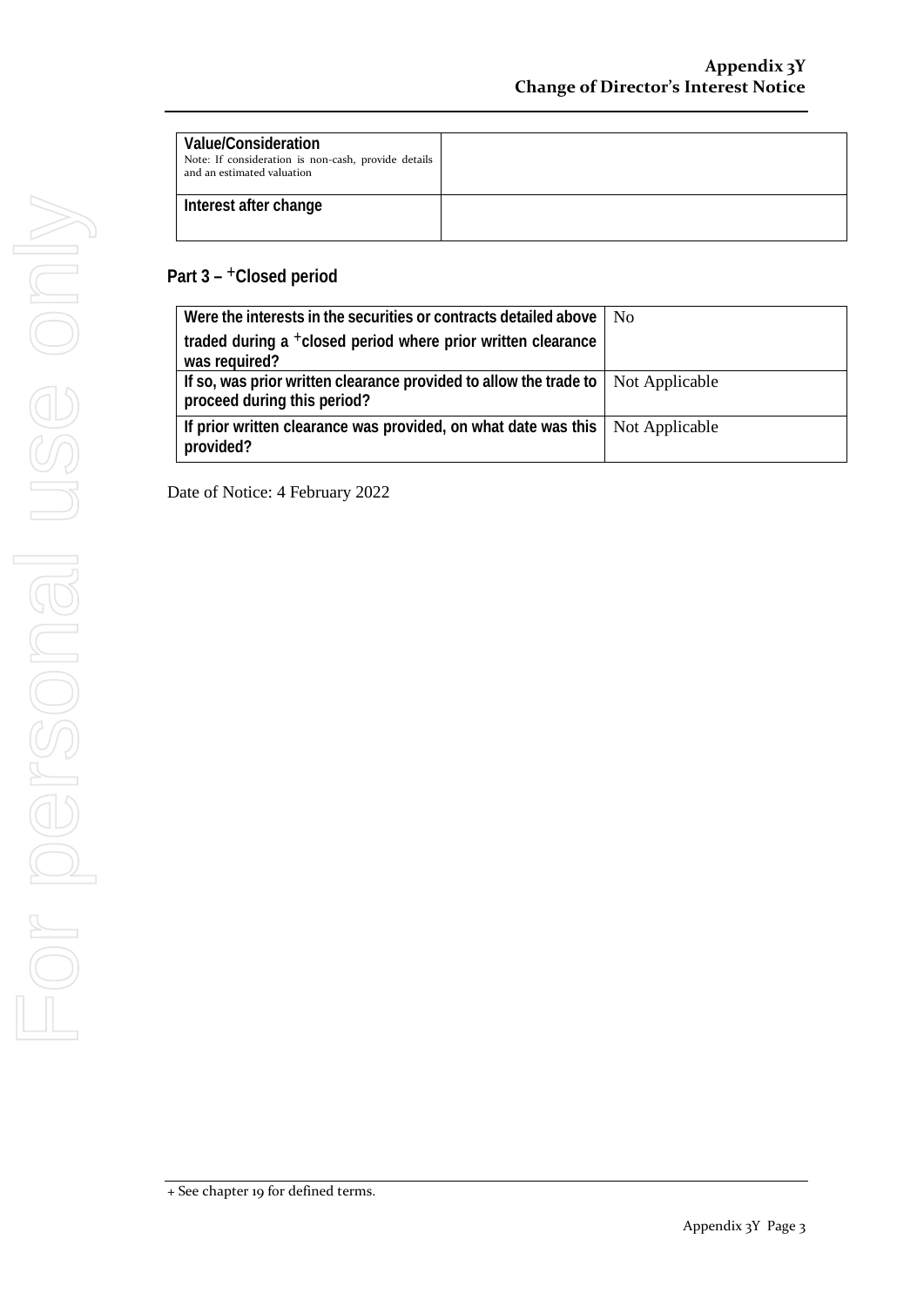| | |
|---|---|
| **Value/Consideration**<br>Note: If consideration is non-cash, provide details and an estimated valuation | |
| **Interest after change** | |

## Part 3 – +Closed period

| | |
|---|---|
| **Were the interests in the securities or contracts detailed above traded during a +closed period where prior written clearance was required?** | No |
| **If so, was prior written clearance provided to allow the trade to proceed during this period?** | Not Applicable |
| **If prior written clearance was provided, on what date was this provided?** | Not Applicable |

Date of Notice: 4 February 2022

+ See chapter 19 for defined terms.